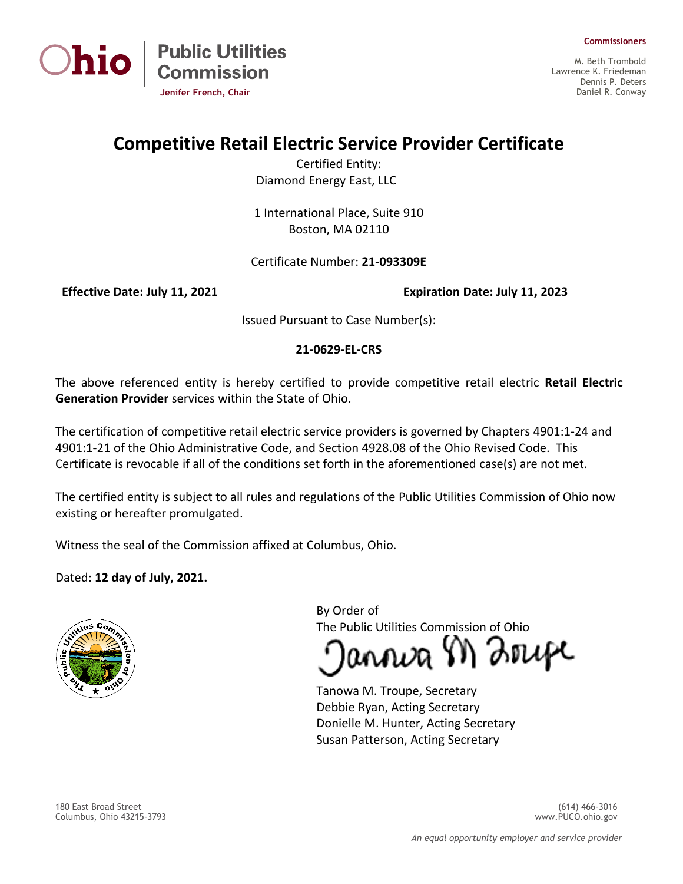Ohio | Public Utilities Commission

Jenifer French, Chair

**Commissioners**

M. Beth Trombold
Lawrence K. Friedeman
Dennis P. Deters
Daniel R. Conway

# Competitive Retail Electric Service Provider Certificate

Certified Entity:
Diamond Energy East, LLC

1 International Place, Suite 910
Boston, MA 02110

Certificate Number: **21-093309E**

**Effective Date: July 11, 2021** **Expiration Date: July 11, 2023**

Issued Pursuant to Case Number(s):

**21-0629-EL-CRS**

The above referenced entity is hereby certified to provide competitive retail electric **Retail Electric Generation Provider** services within the State of Ohio.

The certification of competitive retail electric service providers is governed by Chapters 4901:1-24 and 4901:1-21 of the Ohio Administrative Code, and Section 4928.08 of the Ohio Revised Code. This Certificate is revocable if all of the conditions set forth in the aforementioned case(s) are not met.

The certified entity is subject to all rules and regulations of the Public Utilities Commission of Ohio now existing or hereafter promulgated.

Witness the seal of the Commission affixed at Columbus, Ohio.

Dated: **12 day of July, 2021.**

By Order of
The Public Utilities Commission of Ohio

Tanowa M. Troupe, Secretary
Debbie Ryan, Acting Secretary
Donielle M. Hunter, Acting Secretary
Susan Patterson, Acting Secretary

180 East Broad Street
Columbus, Ohio 43215-3793

(614) 466-3016
www.PUCO.ohio.gov

*An equal opportunity employer and service provider*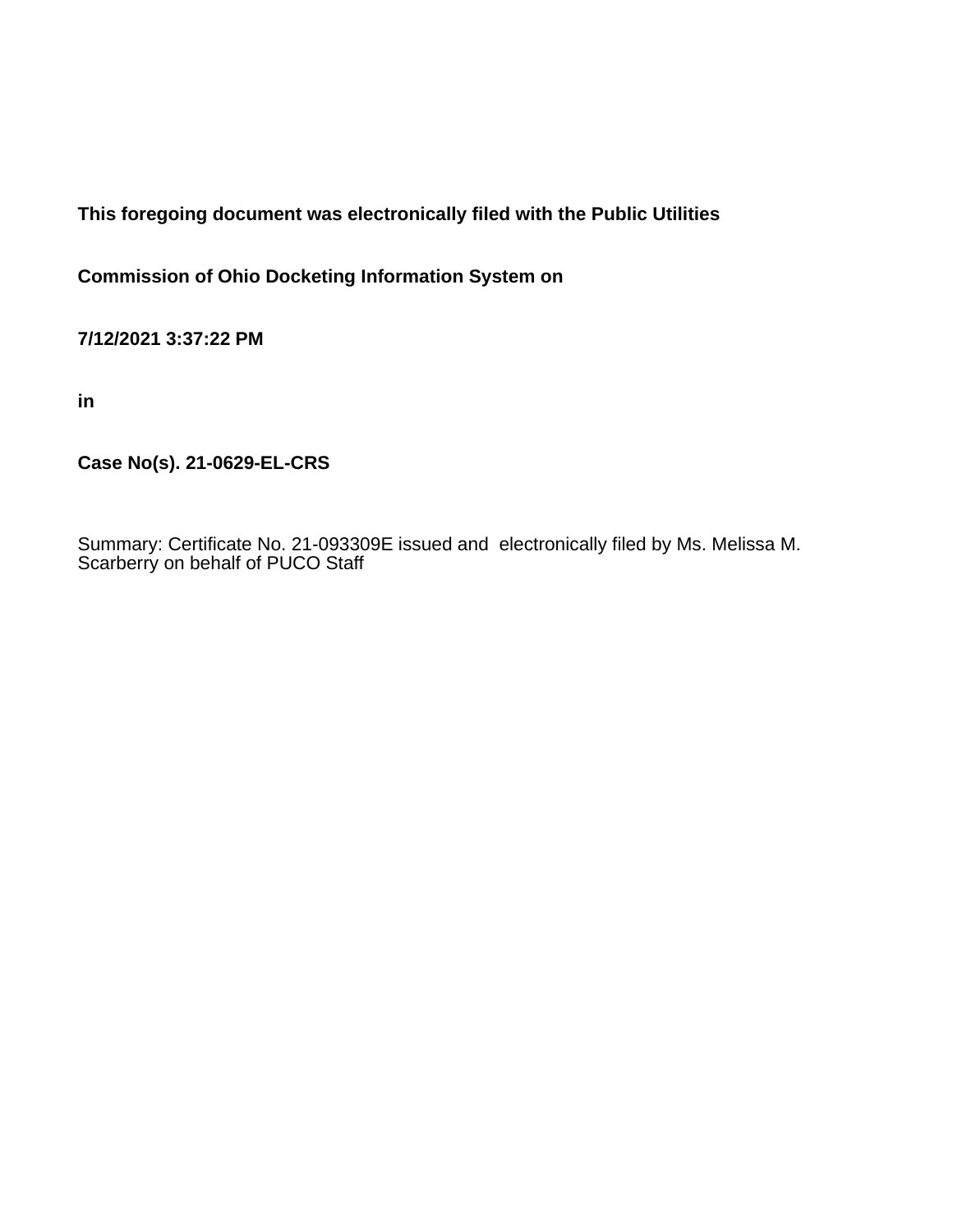**This foregoing document was electronically filed with the Public Utilities**

**Commission of Ohio Docketing Information System on**

**7/12/2021 3:37:22 PM**

**in**

**Case No(s). 21-0629-EL-CRS**

Summary: Certificate No. 21-093309E issued and electronically filed by Ms. Melissa M. Scarberry on behalf of PUCO Staff